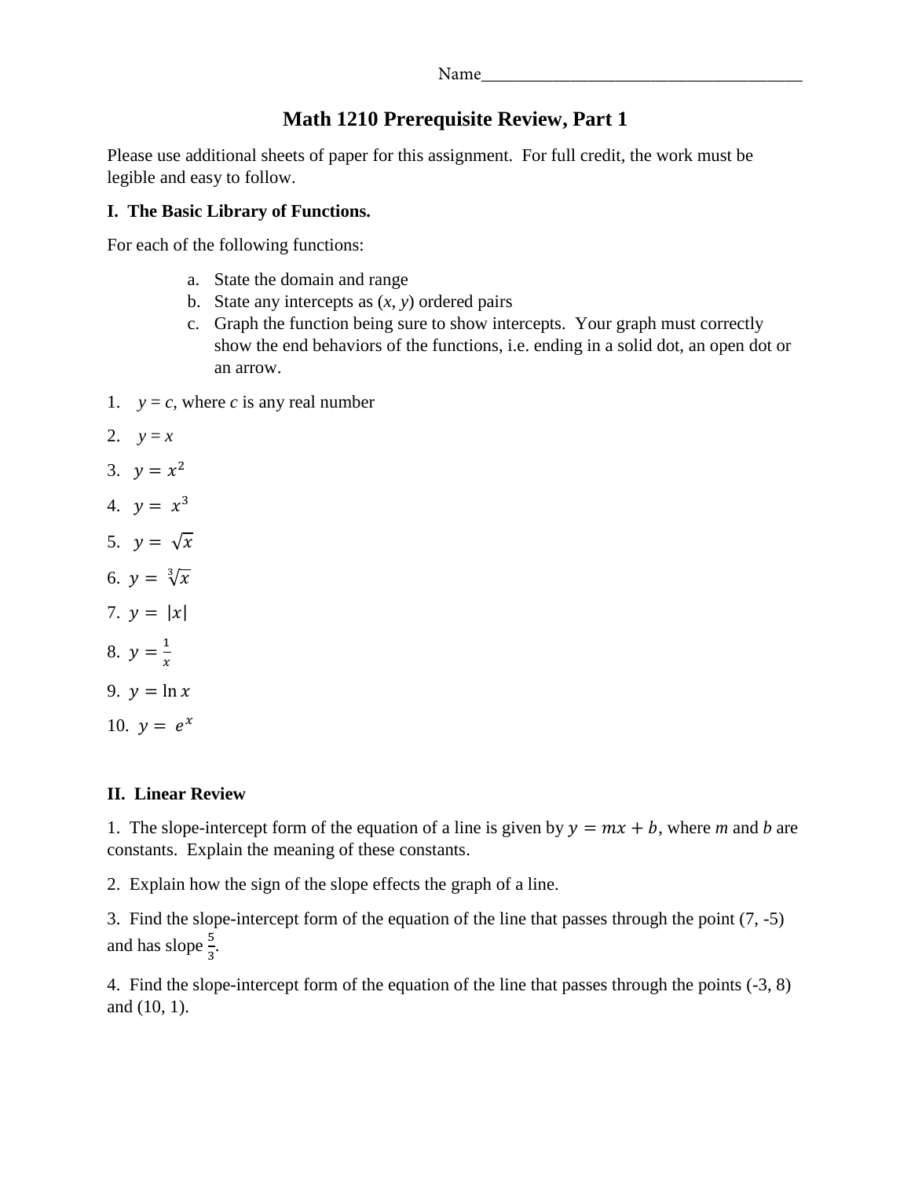Name_____________________________________

# Math 1210 Prerequisite Review, Part 1

Please use additional sheets of paper for this assignment. For full credit, the work must be legible and easy to follow.

**I. The Basic Library of Functions.**

For each of the following functions:

a. State the domain and range
b. State any intercepts as ($x$, $y$) ordered pairs
c. Graph the function being sure to show intercepts. Your graph must correctly show the end behaviors of the functions, i.e. ending in a solid dot, an open dot or an arrow.

1. $y = c$, where $c$ is any real number
2. $y = x$
3. $y = x^2$
4. $y = x^3$
5. $y = \sqrt{x}$
6. $y = \sqrt[3]{x}$
7. $y = |x|$
8. $y = \frac{1}{x}$
9. $y = \ln x$
10. $y = e^x$

**II. Linear Review**

1. The slope-intercept form of the equation of a line is given by $y = mx + b$, where $m$ and $b$ are constants. Explain the meaning of these constants.

2. Explain how the sign of the slope effects the graph of a line.

3. Find the slope-intercept form of the equation of the line that passes through the point (7, -5) and has slope $\frac{5}{3}$.

4. Find the slope-intercept form of the equation of the line that passes through the points (-3, 8) and (10, 1).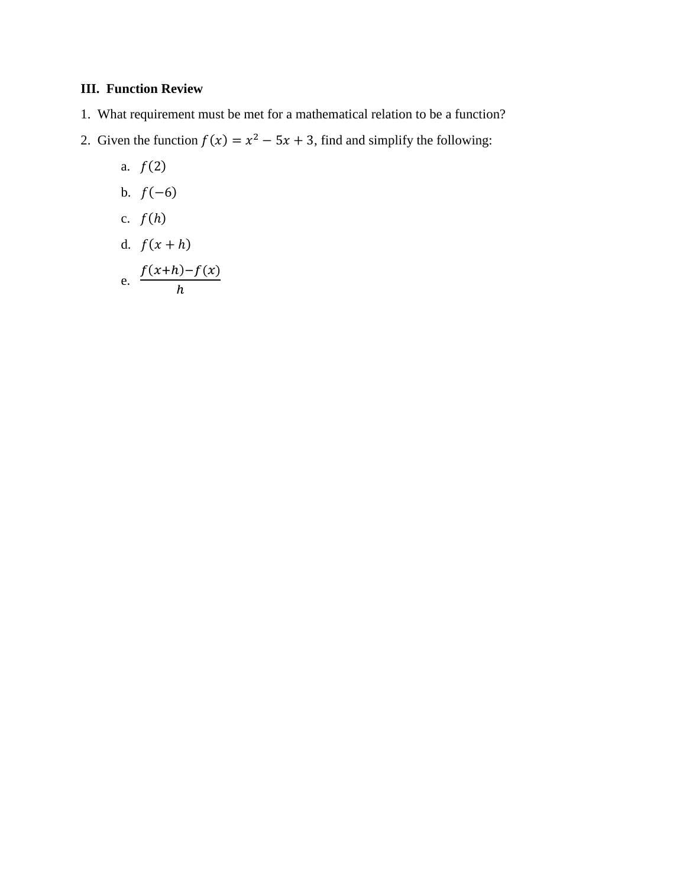**III. Function Review**

1. What requirement must be met for a mathematical relation to be a function?
2. Given the function $f(x) = x^2 - 5x + 3$, find and simplify the following:
   a. $f(2)$
   b. $f(-6)$
   c. $f(h)$
   d. $f(x+h)$
   e. $\frac{f(x+h)-f(x)}{h}$